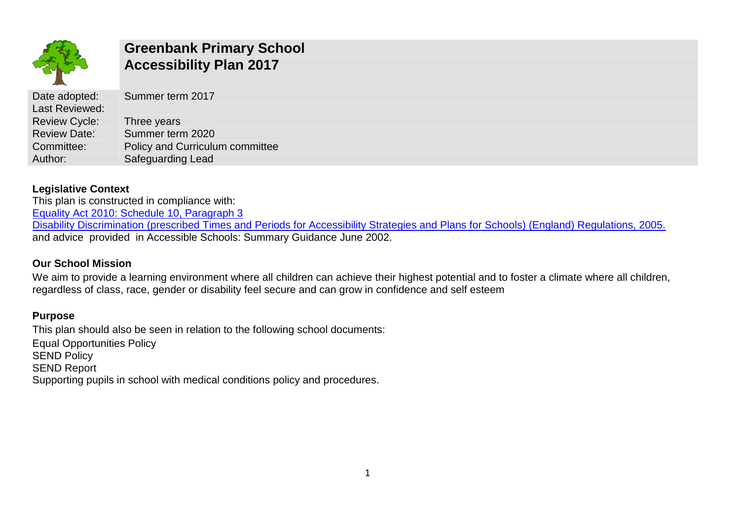# Greenbank Primary School
# Accessibility Plan 2017

| Date adopted: | Summer term 2017 |
|---|---|
| Last Reviewed: | |
| Review Cycle: | Three years |
| Review Date: | Summer term 2020 |
| Committee: | Policy and Curriculum committee |
| Author: | Safeguarding Lead |

## Legislative Context

This plan is constructed in compliance with:

Equality Act 2010: Schedule 10, Paragraph 3

Disability Discrimination (prescribed Times and Periods for Accessibility Strategies and Plans for Schools) (England) Regulations, 2005.

and advice provided in Accessible Schools: Summary Guidance June 2002.

## Our School Mission

We aim to provide a learning environment where all children can achieve their highest potential and to foster a climate where all children, regardless of class, race, gender or disability feel secure and can grow in confidence and self esteem

## Purpose

This plan should also be seen in relation to the following school documents:

Equal Opportunities Policy

SEND Policy

SEND Report

Supporting pupils in school with medical conditions policy and procedures.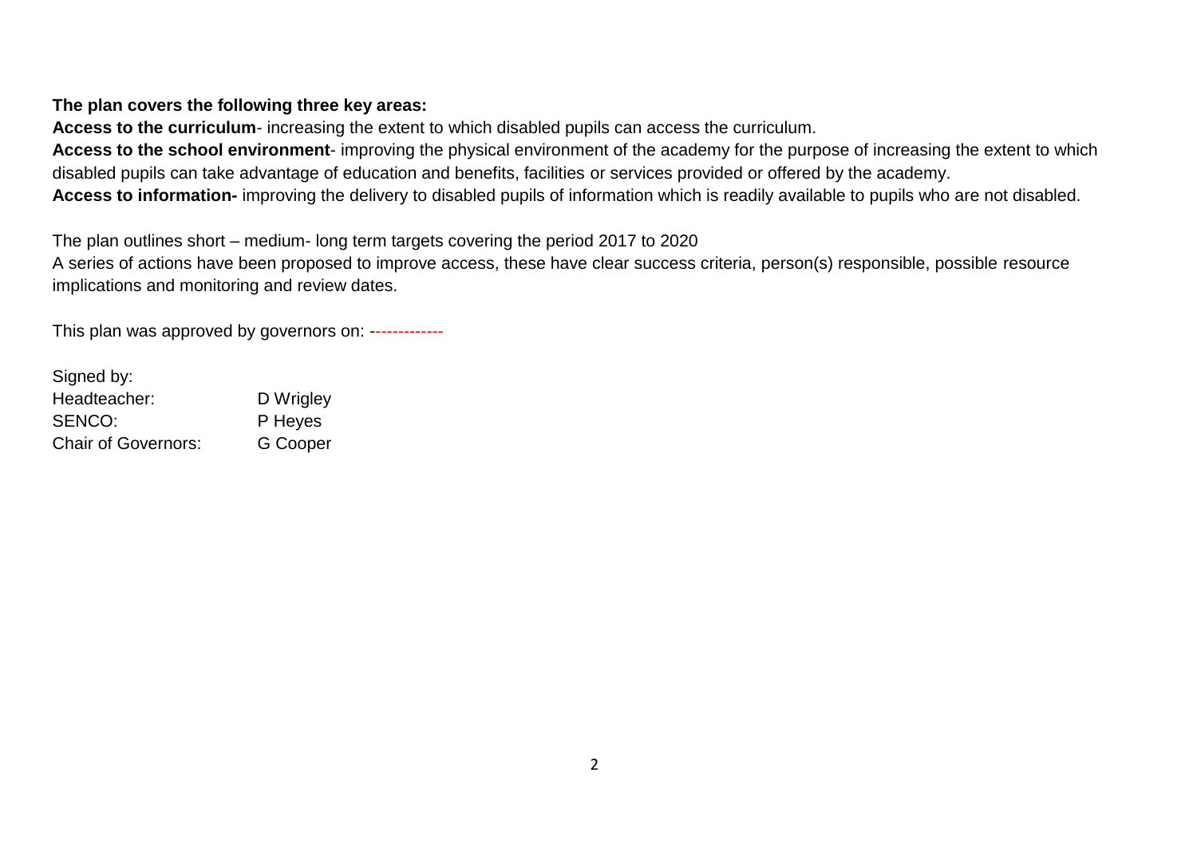**The plan covers the following three key areas:**

**Access to the curriculum**- increasing the extent to which disabled pupils can access the curriculum.

**Access to the school environment**- improving the physical environment of the academy for the purpose of increasing the extent to which disabled pupils can take advantage of education and benefits, facilities or services provided or offered by the academy.

**Access to information-** improving the delivery to disabled pupils of information which is readily available to pupils who are not disabled.

The plan outlines short – medium- long term targets covering the period 2017 to 2020

A series of actions have been proposed to improve access, these have clear success criteria, person(s) responsible, possible resource implications and monitoring and review dates.

This plan was approved by governors on: ------------

Signed by:

Headteacher: D Wrigley

SENCO: P Heyes

Chair of Governors: G Cooper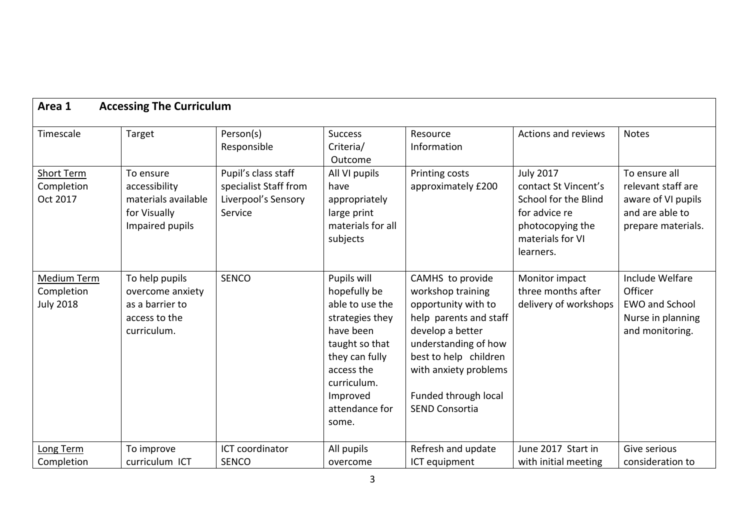| **Area 1 Accessing The Curriculum** | | | | | | |
|---|---|---|---|---|---|---|
| Timescale | Target | Person(s) Responsible | Success Criteria/ Outcome | Resource Information | Actions and reviews | Notes |
| Short Term Completion Oct 2017 | To ensure accessibility materials available for Visually Impaired pupils | Pupil's class staff specialist Staff from Liverpool's Sensory Service | All VI pupils have appropriately large print materials for all subjects | Printing costs approximately £200 | July 2017 contact St Vincent's School for the Blind for advice re photocopying the materials for VI learners. | To ensure all relevant staff are aware of VI pupils and are able to prepare materials. |
| Medium Term Completion July 2018 | To help pupils overcome anxiety as a barrier to access to the curriculum. | SENCO | Pupils will hopefully be able to use the strategies they have been taught so that they can fully access the curriculum. Improved attendance for some. | CAMHS to provide workshop training opportunity with to help parents and staff develop a better understanding of how best to help children with anxiety problems<br><br>Funded through local SEND Consortia | Monitor impact three months after delivery of workshops | Include Welfare Officer EWO and School Nurse in planning and monitoring. |
| Long Term Completion | To improve curriculum ICT | ICT coordinator SENCO | All pupils overcome | Refresh and update ICT equipment | June 2017 Start in with initial meeting | Give serious consideration to |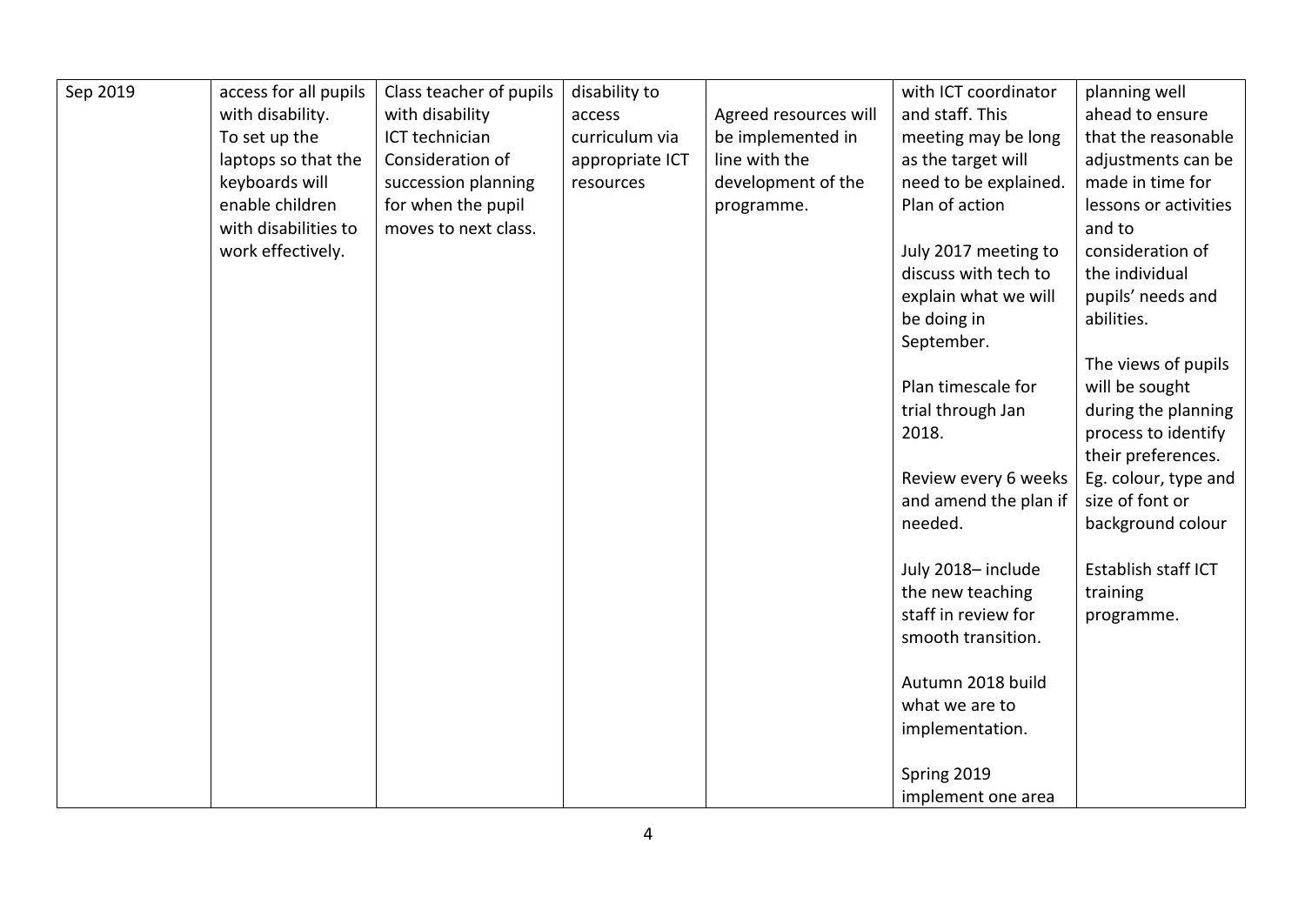| Sep 2019 | access for all pupils with disability. To set up the laptops so that the keyboards will enable children with disabilities to work effectively. | Class teacher of pupils with disability<br>ICT technician<br>Consideration of succession planning for when the pupil moves to next class. | disability to access curriculum via appropriate ICT resources | Agreed resources will be implemented in line with the development of the programme. | with ICT coordinator and staff. This meeting may be long as the target will need to be explained. Plan of action<br><br>July 2017 meeting to discuss with tech to explain what we will be doing in September.<br><br>Plan timescale for trial through Jan 2018.<br><br>Review every 6 weeks and amend the plan if needed.<br><br>July 2018– include the new teaching staff in review for smooth transition.<br><br>Autumn 2018 build what we are to implementation.<br><br>Spring 2019 implement one area | planning well ahead to ensure that the reasonable adjustments can be made in time for lessons or activities and to consideration of the individual pupils' needs and abilities.<br><br>The views of pupils will be sought during the planning process to identify their preferences. Eg. colour, type and size of font or background colour<br><br>Establish staff ICT training programme. |
|---|---|---|---|---|---|---|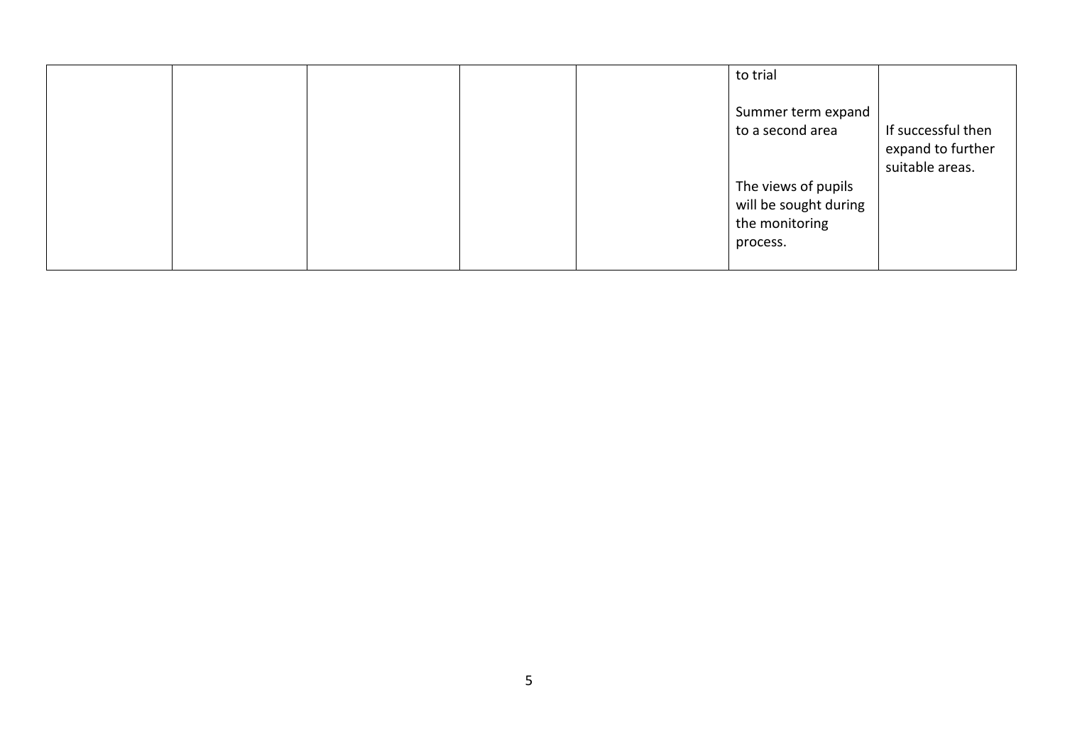| | | | | | | |
|---|---|---|---|---|---|---|
| | | | | | to trial<br><br>Summer term expand to a second area<br><br>The views of pupils will be sought during the monitoring process. | If successful then expand to further suitable areas. |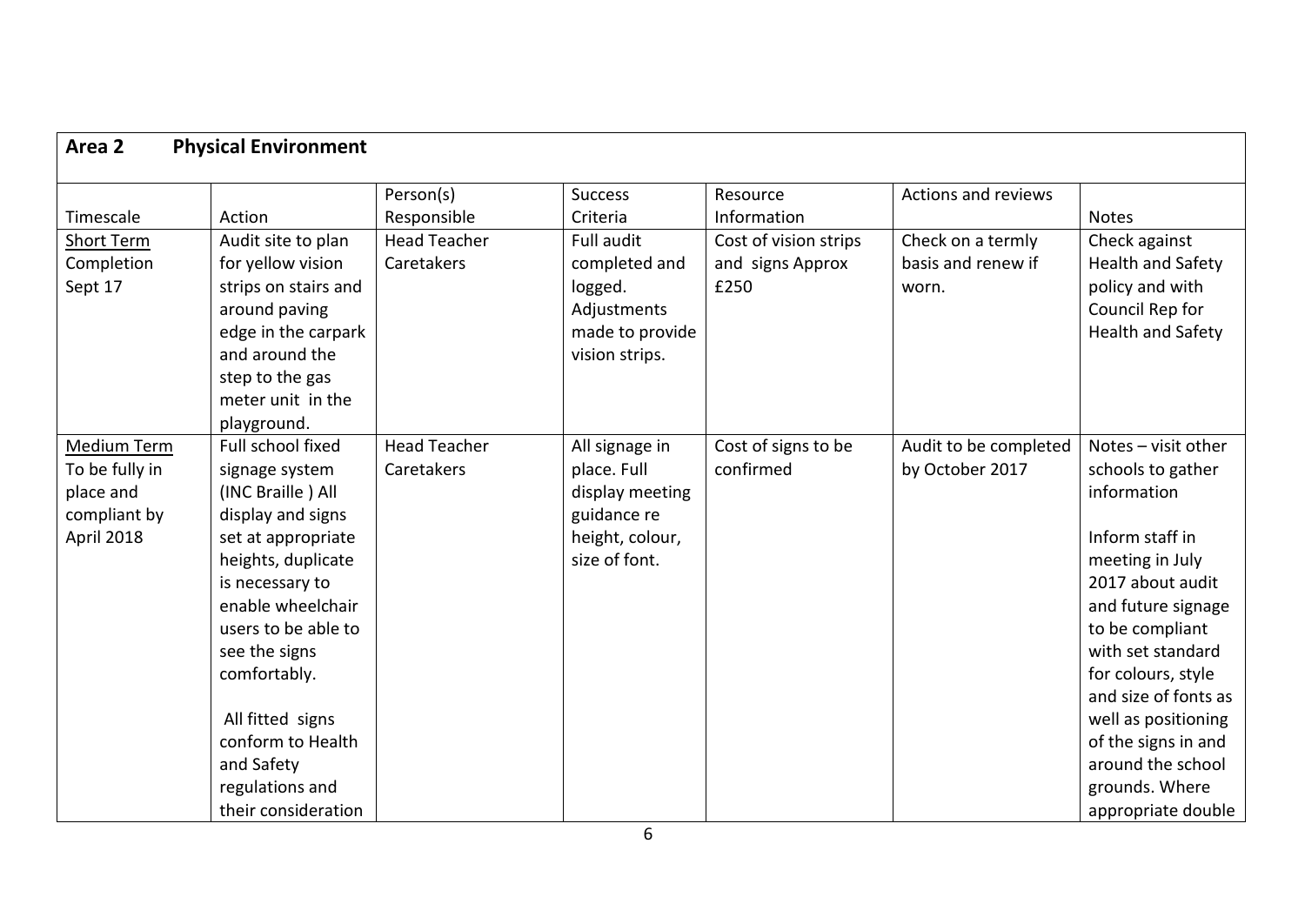| **Area 2 Physical Environment** | | | | | | |
|---|---|---|---|---|---|---|
| Timescale | Action | Person(s) Responsible | Success Criteria | Resource Information | Actions and reviews | Notes |
| Short Term Completion Sept 17 | Audit site to plan for yellow vision strips on stairs and around paving edge in the carpark and around the step to the gas meter unit in the playground. | Head Teacher Caretakers | Full audit completed and logged. Adjustments made to provide vision strips. | Cost of vision strips and signs Approx £250 | Check on a termly basis and renew if worn. | Check against Health and Safety policy and with Council Rep for Health and Safety |
| Medium Term To be fully in place and compliant by April 2018 | Full school fixed signage system (INC Braille ) All display and signs set at appropriate heights, duplicate is necessary to enable wheelchair users to be able to see the signs comfortably.<br><br>All fitted signs conform to Health and Safety regulations and their consideration | Head Teacher Caretakers | All signage in place. Full display meeting guidance re height, colour, size of font. | Cost of signs to be confirmed | Audit to be completed by October 2017 | Notes – visit other schools to gather information<br><br>Inform staff in meeting in July 2017 about audit and future signage to be compliant with set standard for colours, style and size of fonts as well as positioning of the signs in and around the school grounds. Where appropriate double |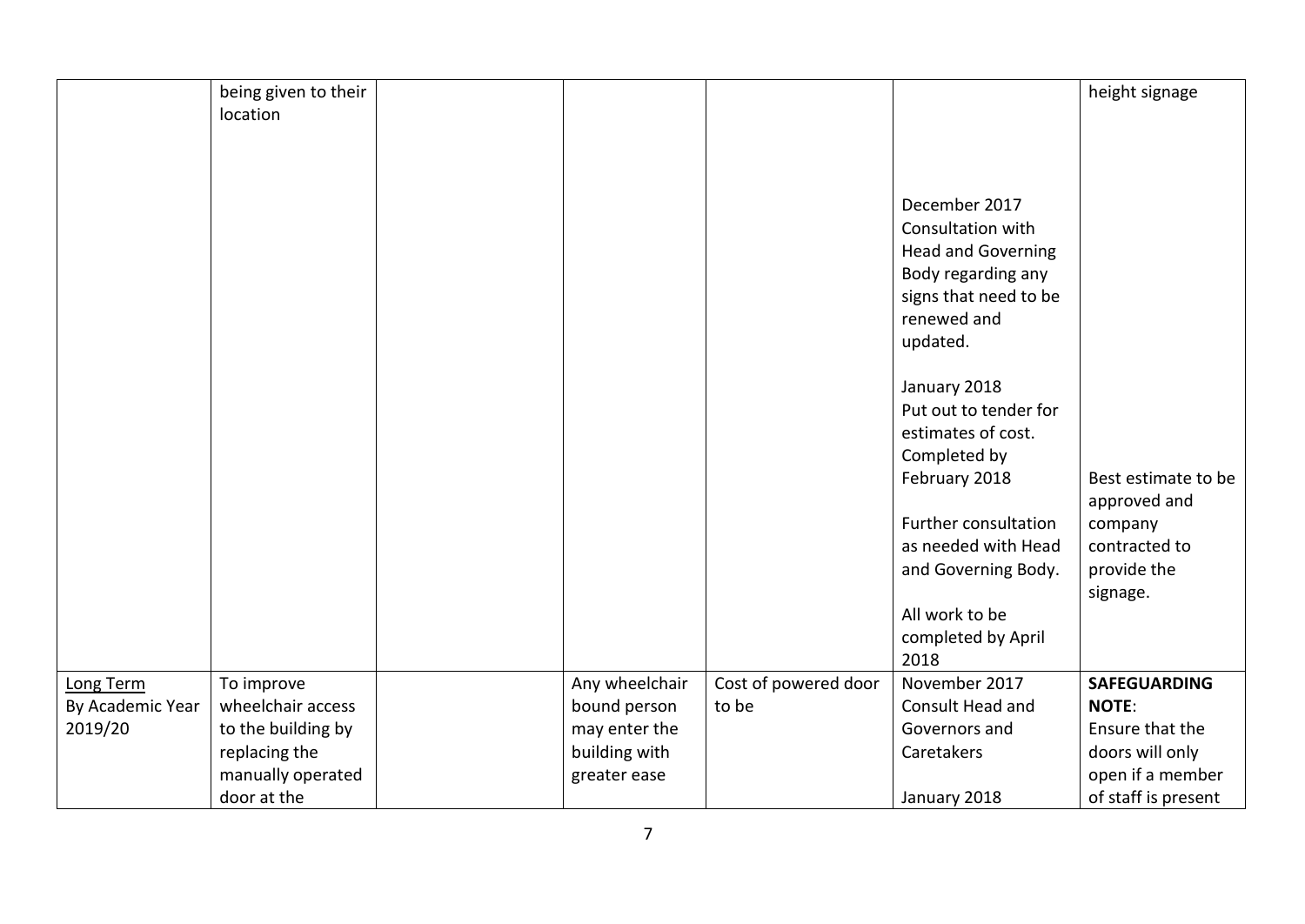| | | | | | | |
|---|---|---|---|---|---|---|
| | being given to their location | | | | December 2017 Consultation with Head and Governing Body regarding any signs that need to be renewed and updated.<br><br>January 2018 Put out to tender for estimates of cost. Completed by February 2018<br><br>Further consultation as needed with Head and Governing Body.<br><br>All work to be completed by April 2018 | height signage<br><br>Best estimate to be approved and company contracted to provide the signage. |
| Long Term By Academic Year 2019/20 | To improve wheelchair access to the building by replacing the manually operated door at the | | Any wheelchair bound person may enter the building with greater ease | Cost of powered door to be | November 2017 Consult Head and Governors and Caretakers<br><br>January 2018 | **SAFEGUARDING NOTE**: Ensure that the doors will only open if a member of staff is present |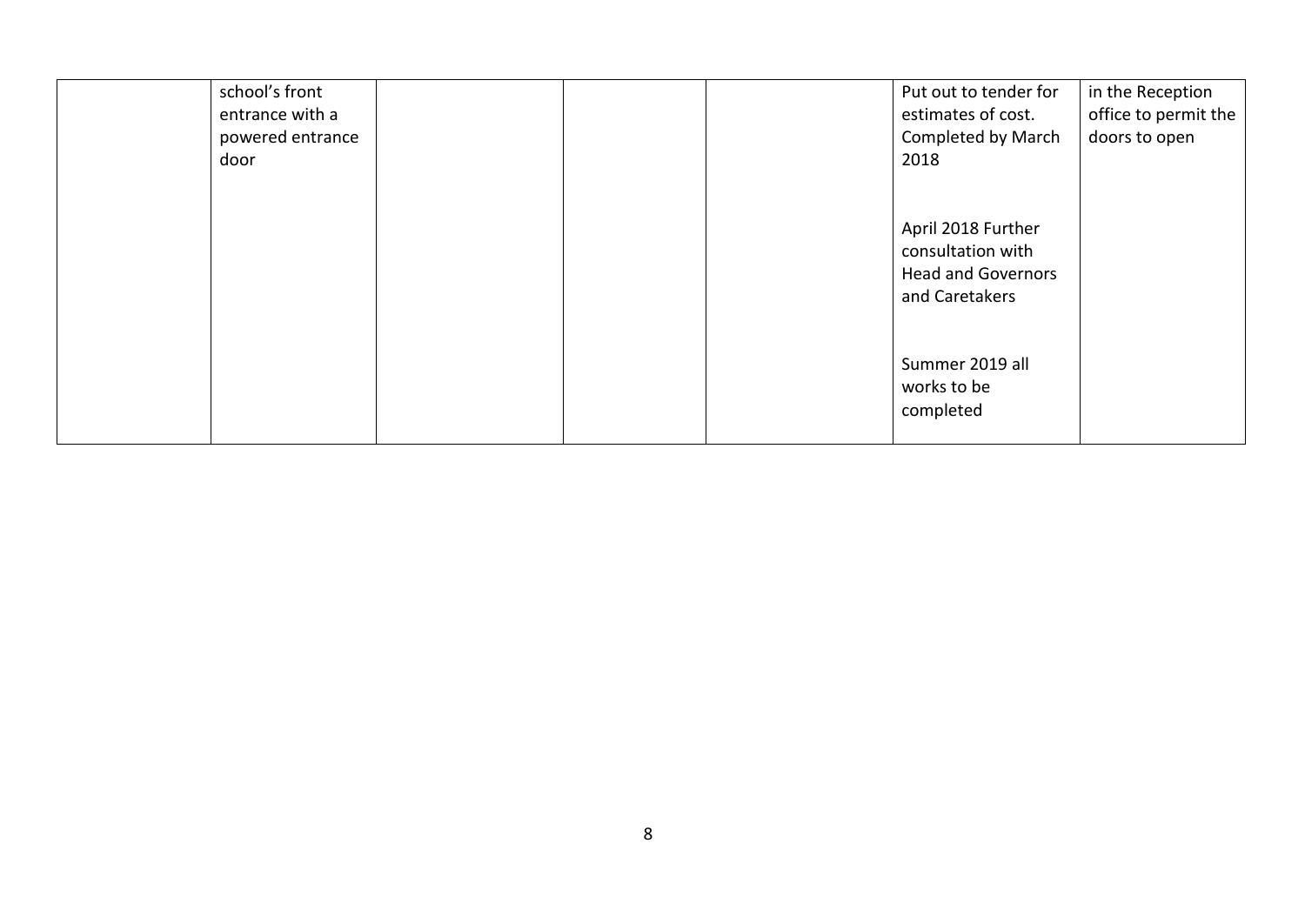| | | | | | | |
|---|---|---|---|---|---|---|
| | school's front entrance with a powered entrance door | | | | Put out to tender for estimates of cost. Completed by March 2018<br><br>April 2018 Further consultation with Head and Governors and Caretakers<br><br>Summer 2019 all works to be completed | in the Reception office to permit the doors to open |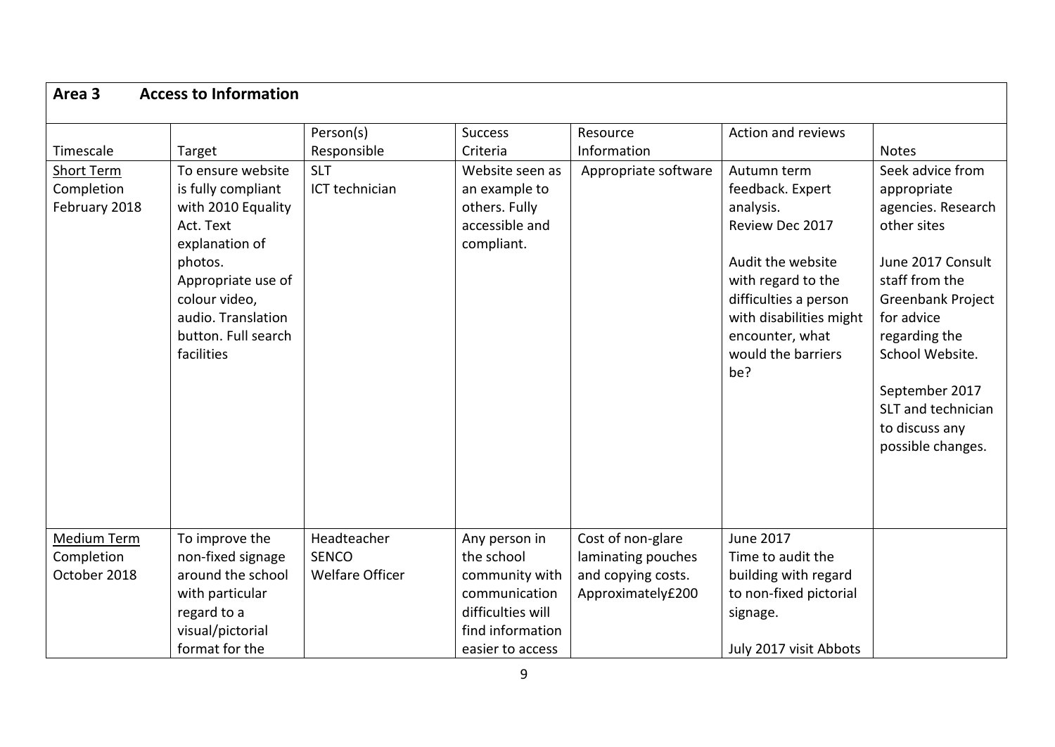## Area 3 Access to Information

| Timescale | Target | Person(s) Responsible | Success Criteria | Resource Information | Action and reviews | Notes |
|---|---|---|---|---|---|---|
| Short Term Completion February 2018 | To ensure website is fully compliant with 2010 Equality Act. Text explanation of photos. Appropriate use of colour video, audio. Translation button. Full search facilities | SLT<br>ICT technician | Website seen as an example to others. Fully accessible and compliant. | Appropriate software | Autumn term feedback. Expert analysis.<br>Review Dec 2017<br><br>Audit the website with regard to the difficulties a person with disabilities might encounter, what would the barriers be? | Seek advice from appropriate agencies. Research other sites<br><br>June 2017 Consult staff from the Greenbank Project for advice regarding the School Website.<br><br>September 2017 SLT and technician to discuss any possible changes. |
| Medium Term Completion October 2018 | To improve the non-fixed signage around the school with particular regard to a visual/pictorial format for the | Headteacher<br>SENCO<br>Welfare Officer | Any person in the school community with communication difficulties will find information easier to access | Cost of non-glare laminating pouches and copying costs. Approximately£200 | June 2017<br>Time to audit the building with regard to non-fixed pictorial signage.<br><br>July 2017 visit Abbots | |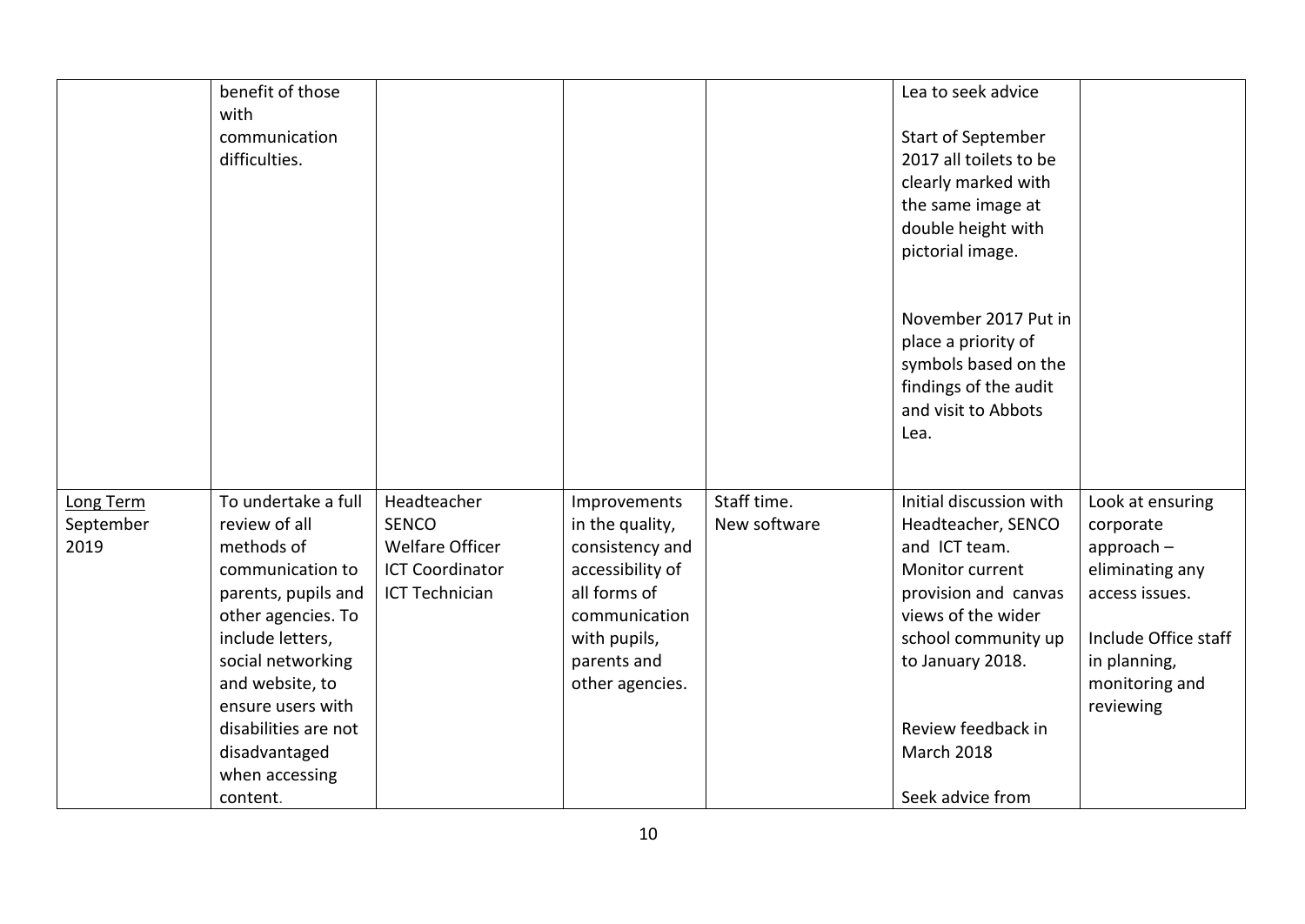| | | | | | | |
|---|---|---|---|---|---|---|
| | benefit of those with communication difficulties. | | | | Lea to seek advice<br><br>Start of September 2017 all toilets to be clearly marked with the same image at double height with pictorial image.<br><br>November 2017 Put in place a priority of symbols based on the findings of the audit and visit to Abbots Lea. | |
| Long Term September 2019 | To undertake a full review of all methods of communication to parents, pupils and other agencies. To include letters, social networking and website, to ensure users with disabilities are not disadvantaged when accessing content. | Headteacher<br>SENCO<br>Welfare Officer<br>ICT Coordinator<br>ICT Technician | Improvements in the quality, consistency and accessibility of all forms of communication with pupils, parents and other agencies. | Staff time.<br>New software | Initial discussion with Headteacher, SENCO and ICT team.<br>Monitor current provision and canvas views of the wider school community up to January 2018.<br><br>Review feedback in March 2018<br><br>Seek advice from | Look at ensuring corporate approach – eliminating any access issues.<br><br>Include Office staff in planning, monitoring and reviewing |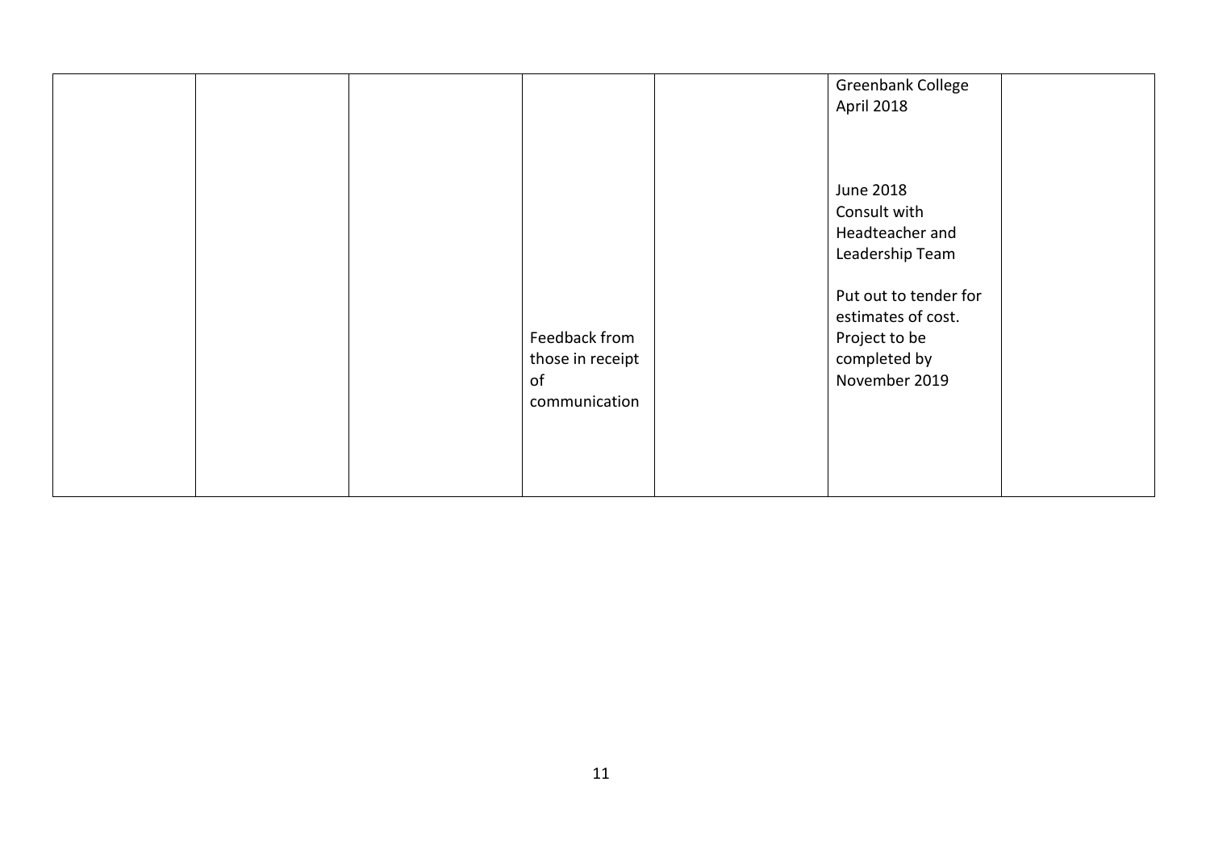| | | | | | | |
|---|---|---|---|---|---|---|
| | | | Feedback from those in receipt of communication | | Greenbank College April 2018<br><br>June 2018 Consult with Headteacher and Leadership Team<br><br>Put out to tender for estimates of cost. Project to be completed by November 2019 | |